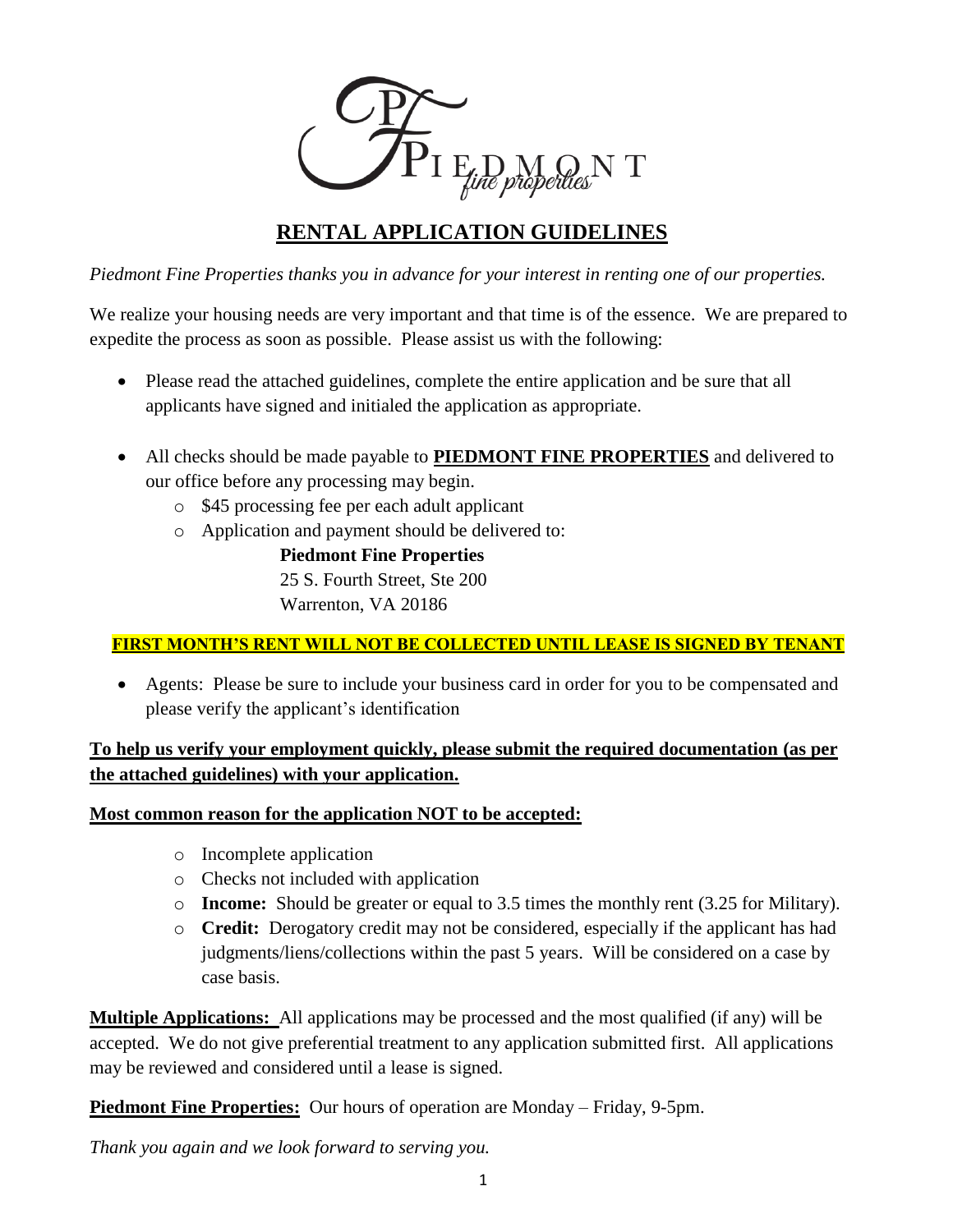# RENTAL APPLICATION GUIDELINES

*Piedmont Fine Properties thanks you in advance for your interest in renting one of our properties.*

We realize your housing needs are very important and that time is of the essence. We are prepared to expedite the process as soon as possible. Please assist us with the following:

- Please read the attached guidelines, complete the entire application and be sure that all applicants have signed and initialed the application as appropriate.
- All checks should be made payable to **PIEDMONT FINE PROPERTIES** and delivered to our office before any processing may begin.
  - $45 processing fee per each adult applicant
  - Application and payment should be delivered to:

    **Piedmont Fine Properties**
    25 S. Fourth Street, Ste 200
    Warrenton, VA 20186

**FIRST MONTH'S RENT WILL NOT BE COLLECTED UNTIL LEASE IS SIGNED BY TENANT**

- Agents: Please be sure to include your business card in order for you to be compensated and please verify the applicant's identification

**To help us verify your employment quickly, please submit the required documentation (as per the attached guidelines) with your application.**

**Most common reason for the application NOT to be accepted:**

- Incomplete application
- Checks not included with application
- **Income:** Should be greater or equal to 3.5 times the monthly rent (3.25 for Military).
- **Credit:** Derogatory credit may not be considered, especially if the applicant has had judgments/liens/collections within the past 5 years. Will be considered on a case by case basis.

**Multiple Applications:** All applications may be processed and the most qualified (if any) will be accepted. We do not give preferential treatment to any application submitted first. All applications may be reviewed and considered until a lease is signed.

**Piedmont Fine Properties:** Our hours of operation are Monday – Friday, 9-5pm.

*Thank you again and we look forward to serving you.*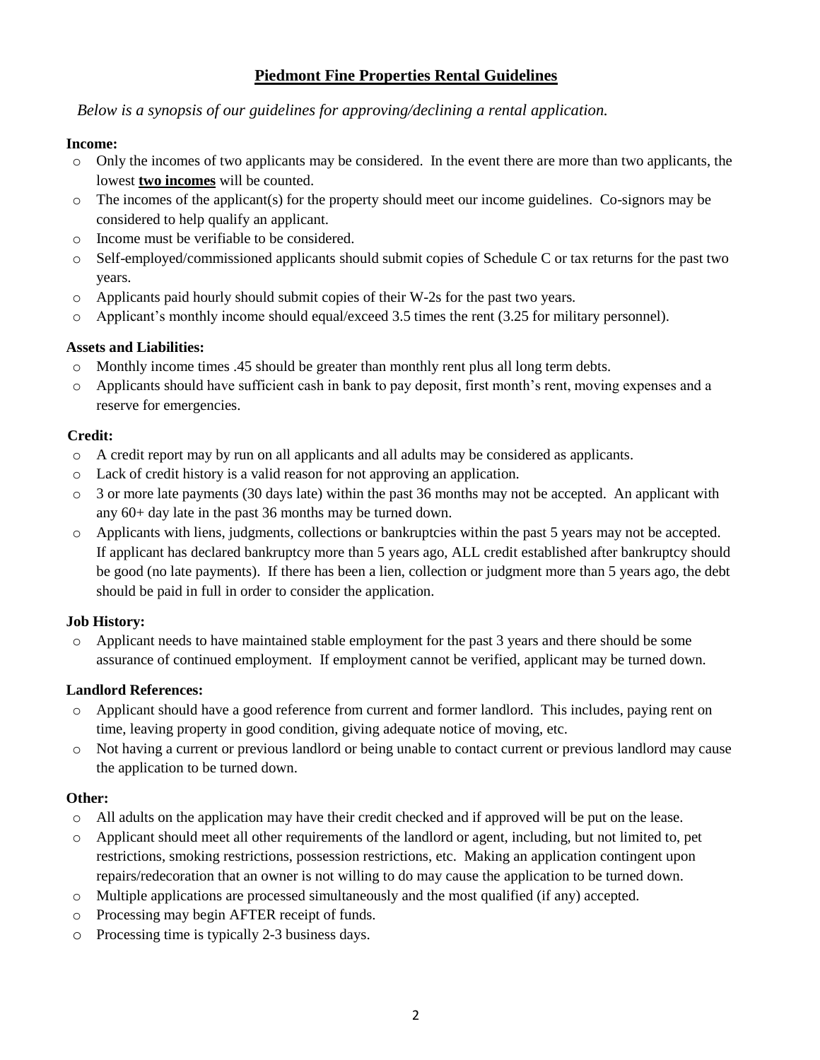## Piedmont Fine Properties Rental Guidelines

*Below is a synopsis of our guidelines for approving/declining a rental application.*

**Income:**

- Only the incomes of two applicants may be considered. In the event there are more than two applicants, the lowest **two incomes** will be counted.
- The incomes of the applicant(s) for the property should meet our income guidelines. Co-signors may be considered to help qualify an applicant.
- Income must be verifiable to be considered.
- Self-employed/commissioned applicants should submit copies of Schedule C or tax returns for the past two years.
- Applicants paid hourly should submit copies of their W-2s for the past two years.
- Applicant's monthly income should equal/exceed 3.5 times the rent (3.25 for military personnel).

**Assets and Liabilities:**

- Monthly income times .45 should be greater than monthly rent plus all long term debts.
- Applicants should have sufficient cash in bank to pay deposit, first month's rent, moving expenses and a reserve for emergencies.

**Credit:**

- A credit report may by run on all applicants and all adults may be considered as applicants.
- Lack of credit history is a valid reason for not approving an application.
- 3 or more late payments (30 days late) within the past 36 months may not be accepted. An applicant with any 60+ day late in the past 36 months may be turned down.
- Applicants with liens, judgments, collections or bankruptcies within the past 5 years may not be accepted. If applicant has declared bankruptcy more than 5 years ago, ALL credit established after bankruptcy should be good (no late payments). If there has been a lien, collection or judgment more than 5 years ago, the debt should be paid in full in order to consider the application.

**Job History:**

- Applicant needs to have maintained stable employment for the past 3 years and there should be some assurance of continued employment. If employment cannot be verified, applicant may be turned down.

**Landlord References:**

- Applicant should have a good reference from current and former landlord. This includes, paying rent on time, leaving property in good condition, giving adequate notice of moving, etc.
- Not having a current or previous landlord or being unable to contact current or previous landlord may cause the application to be turned down.

**Other:**

- All adults on the application may have their credit checked and if approved will be put on the lease.
- Applicant should meet all other requirements of the landlord or agent, including, but not limited to, pet restrictions, smoking restrictions, possession restrictions, etc. Making an application contingent upon repairs/redecoration that an owner is not willing to do may cause the application to be turned down.
- Multiple applications are processed simultaneously and the most qualified (if any) accepted.
- Processing may begin AFTER receipt of funds.
- Processing time is typically 2-3 business days.